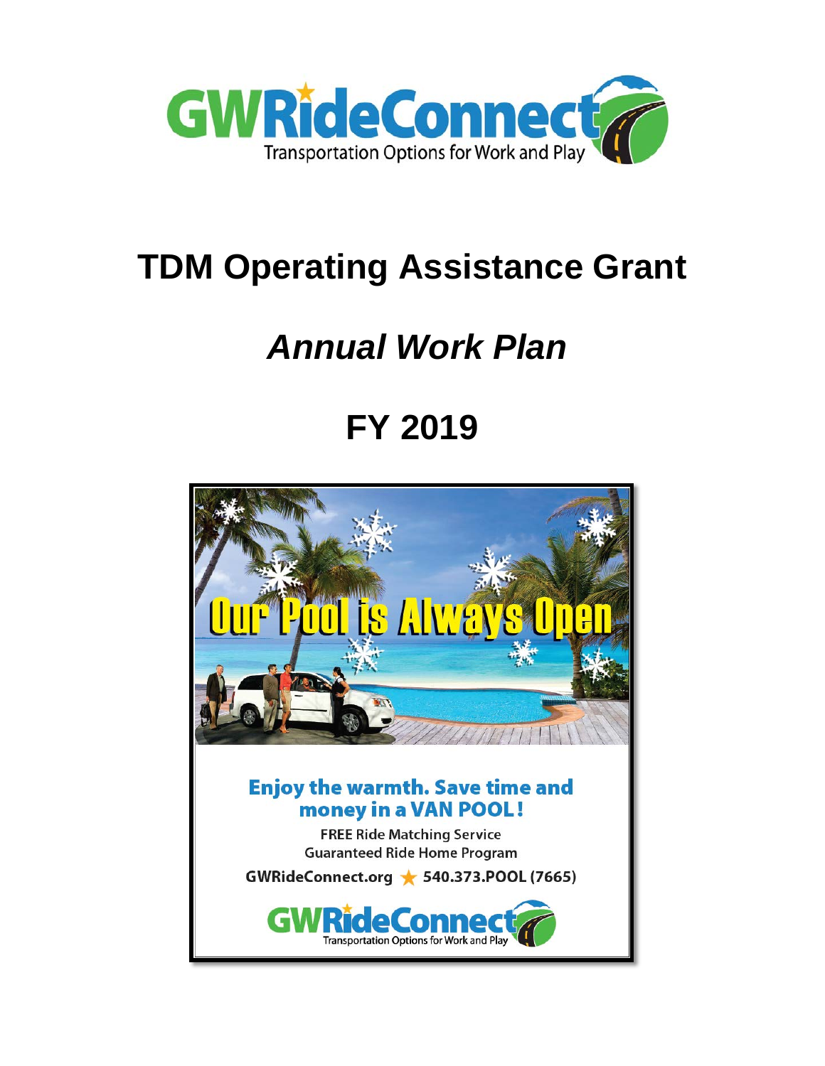GWRideConnect

Transportation Options for Work and Play

# TDM Operating Assistance Grant

# *Annual Work Plan*

# FY 2019

Our Pool is Always Open

**Enjoy the warmth. Save time and money in a VAN POOL!**

FREE Ride Matching Service

Guaranteed Ride Home Program

GWRideConnect.org ★ 540.373.POOL (7665)

GWRideConnect

Transportation Options for Work and Play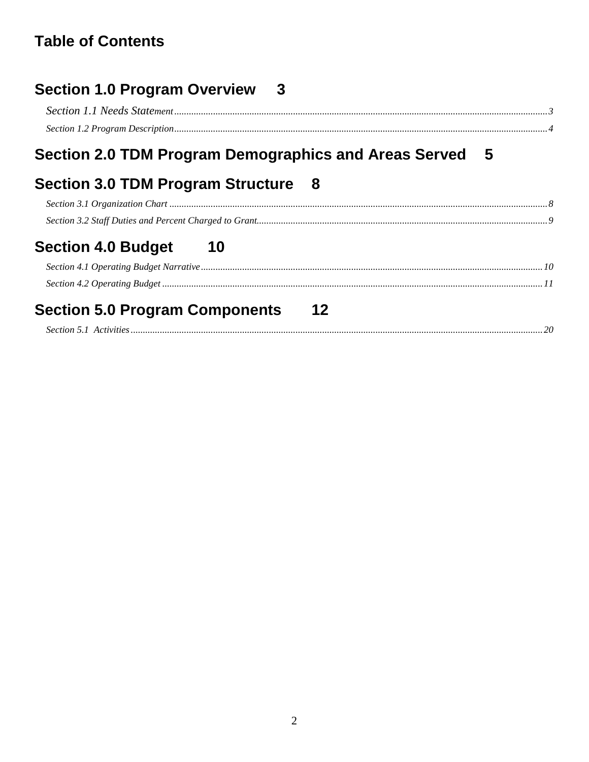# Table of Contents

**Section 1.0 Program Overview 3**

*Section 1.1 Needs Statement* ....... 3

*Section 1.2 Program Description* ....... 4

**Section 2.0 TDM Program Demographics and Areas Served 5**

**Section 3.0 TDM Program Structure 8**

*Section 3.1 Organization Chart* ....... 8

*Section 3.2 Staff Duties and Percent Charged to Grant* ....... 9

**Section 4.0 Budget 10**

*Section 4.1 Operating Budget Narrative* ....... 10

*Section 4.2 Operating Budget* ....... 11

**Section 5.0 Program Components 12**

*Section 5.1 Activities* ....... 20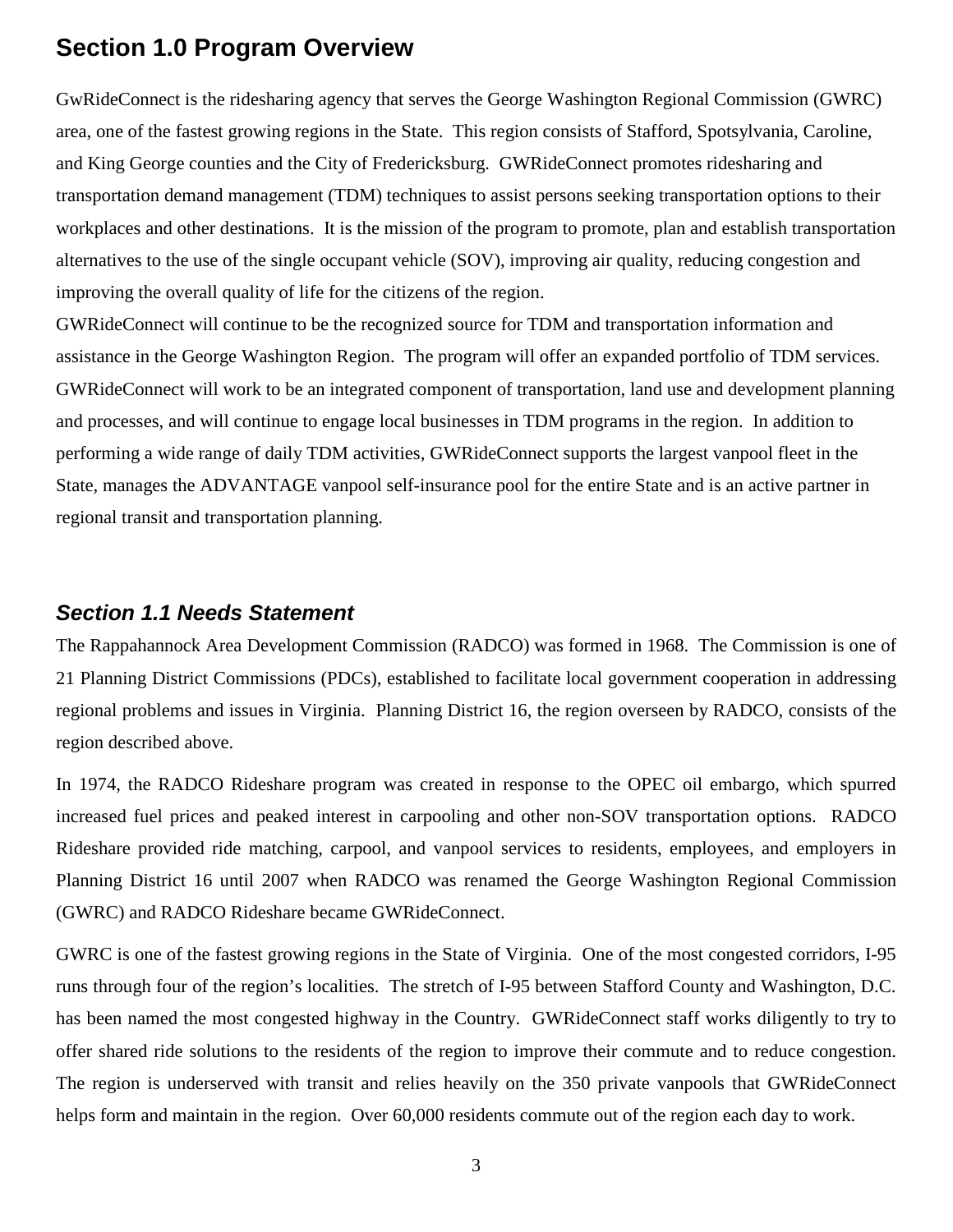## Section 1.0 Program Overview

GwRideConnect is the ridesharing agency that serves the George Washington Regional Commission (GWRC) area, one of the fastest growing regions in the State. This region consists of Stafford, Spotsylvania, Caroline, and King George counties and the City of Fredericksburg. GWRideConnect promotes ridesharing and transportation demand management (TDM) techniques to assist persons seeking transportation options to their workplaces and other destinations. It is the mission of the program to promote, plan and establish transportation alternatives to the use of the single occupant vehicle (SOV), improving air quality, reducing congestion and improving the overall quality of life for the citizens of the region.

GWRideConnect will continue to be the recognized source for TDM and transportation information and assistance in the George Washington Region. The program will offer an expanded portfolio of TDM services. GWRideConnect will work to be an integrated component of transportation, land use and development planning and processes, and will continue to engage local businesses in TDM programs in the region. In addition to performing a wide range of daily TDM activities, GWRideConnect supports the largest vanpool fleet in the State, manages the ADVANTAGE vanpool self-insurance pool for the entire State and is an active partner in regional transit and transportation planning.

### *Section 1.1 Needs Statement*

The Rappahannock Area Development Commission (RADCO) was formed in 1968. The Commission is one of 21 Planning District Commissions (PDCs), established to facilitate local government cooperation in addressing regional problems and issues in Virginia. Planning District 16, the region overseen by RADCO, consists of the region described above.

In 1974, the RADCO Rideshare program was created in response to the OPEC oil embargo, which spurred increased fuel prices and peaked interest in carpooling and other non-SOV transportation options. RADCO Rideshare provided ride matching, carpool, and vanpool services to residents, employees, and employers in Planning District 16 until 2007 when RADCO was renamed the George Washington Regional Commission (GWRC) and RADCO Rideshare became GWRideConnect.

GWRC is one of the fastest growing regions in the State of Virginia. One of the most congested corridors, I-95 runs through four of the region's localities. The stretch of I-95 between Stafford County and Washington, D.C. has been named the most congested highway in the Country. GWRideConnect staff works diligently to try to offer shared ride solutions to the residents of the region to improve their commute and to reduce congestion. The region is underserved with transit and relies heavily on the 350 private vanpools that GWRideConnect helps form and maintain in the region. Over 60,000 residents commute out of the region each day to work.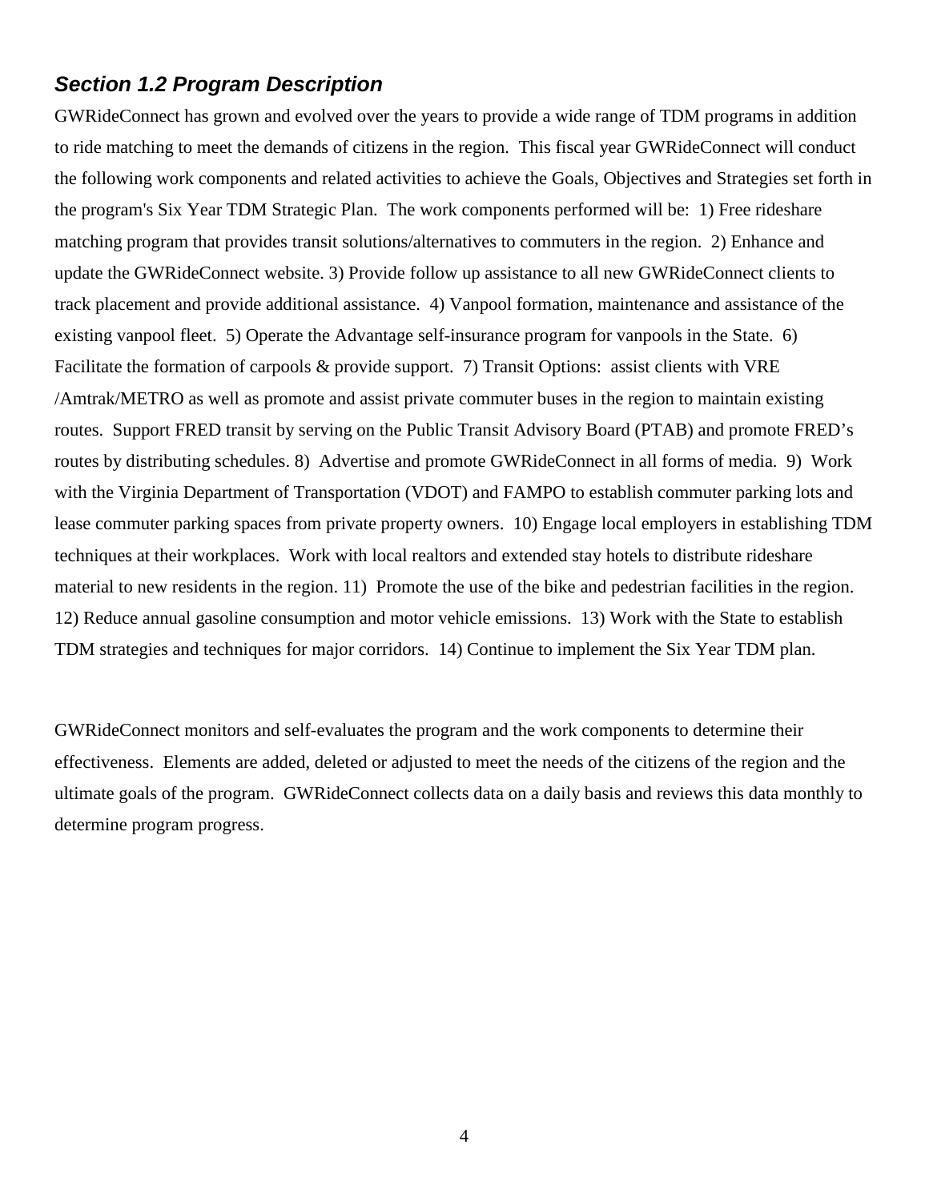### ***Section 1.2 Program Description***

GWRideConnect has grown and evolved over the years to provide a wide range of TDM programs in addition to ride matching to meet the demands of citizens in the region. This fiscal year GWRideConnect will conduct the following work components and related activities to achieve the Goals, Objectives and Strategies set forth in the program's Six Year TDM Strategic Plan. The work components performed will be: 1) Free rideshare matching program that provides transit solutions/alternatives to commuters in the region. 2) Enhance and update the GWRideConnect website. 3) Provide follow up assistance to all new GWRideConnect clients to track placement and provide additional assistance. 4) Vanpool formation, maintenance and assistance of the existing vanpool fleet. 5) Operate the Advantage self-insurance program for vanpools in the State. 6) Facilitate the formation of carpools & provide support. 7) Transit Options: assist clients with VRE /Amtrak/METRO as well as promote and assist private commuter buses in the region to maintain existing routes. Support FRED transit by serving on the Public Transit Advisory Board (PTAB) and promote FRED's routes by distributing schedules. 8) Advertise and promote GWRideConnect in all forms of media. 9) Work with the Virginia Department of Transportation (VDOT) and FAMPO to establish commuter parking lots and lease commuter parking spaces from private property owners. 10) Engage local employers in establishing TDM techniques at their workplaces. Work with local realtors and extended stay hotels to distribute rideshare material to new residents in the region. 11) Promote the use of the bike and pedestrian facilities in the region. 12) Reduce annual gasoline consumption and motor vehicle emissions. 13) Work with the State to establish TDM strategies and techniques for major corridors. 14) Continue to implement the Six Year TDM plan.

GWRideConnect monitors and self-evaluates the program and the work components to determine their effectiveness. Elements are added, deleted or adjusted to meet the needs of the citizens of the region and the ultimate goals of the program. GWRideConnect collects data on a daily basis and reviews this data monthly to determine program progress.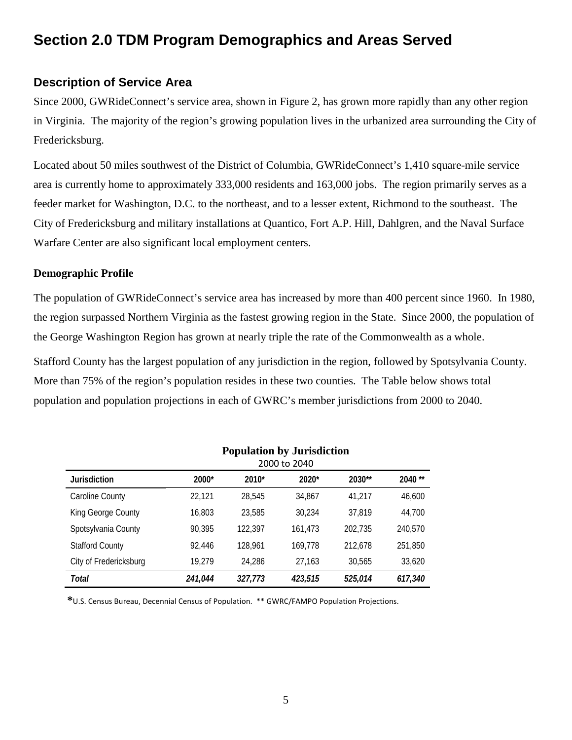# Section 2.0 TDM Program Demographics and Areas Served

## Description of Service Area

Since 2000, GWRideConnect's service area, shown in Figure 2, has grown more rapidly than any other region in Virginia. The majority of the region's growing population lives in the urbanized area surrounding the City of Fredericksburg.

Located about 50 miles southwest of the District of Columbia, GWRideConnect's 1,410 square-mile service area is currently home to approximately 333,000 residents and 163,000 jobs. The region primarily serves as a feeder market for Washington, D.C. to the northeast, and to a lesser extent, Richmond to the southeast. The City of Fredericksburg and military installations at Quantico, Fort A.P. Hill, Dahlgren, and the Naval Surface Warfare Center are also significant local employment centers.

### Demographic Profile

The population of GWRideConnect's service area has increased by more than 400 percent since 1960. In 1980, the region surpassed Northern Virginia as the fastest growing region in the State. Since 2000, the population of the George Washington Region has grown at nearly triple the rate of the Commonwealth as a whole.

Stafford County has the largest population of any jurisdiction in the region, followed by Spotsylvania County. More than 75% of the region's population resides in these two counties. The Table below shows total population and population projections in each of GWRC's member jurisdictions from 2000 to 2040.

**Population by Jurisdiction**
2000 to 2040

| Jurisdiction | 2000* | 2010* | 2020* | 2030** | 2040 ** |
|---|---|---|---|---|---|
| Caroline County | 22,121 | 28,545 | 34,867 | 41,217 | 46,600 |
| King George County | 16,803 | 23,585 | 30,234 | 37,819 | 44,700 |
| Spotsylvania County | 90,395 | 122,397 | 161,473 | 202,735 | 240,570 |
| Stafford County | 92,446 | 128,961 | 169,778 | 212,678 | 251,850 |
| City of Fredericksburg | 19,279 | 24,286 | 27,163 | 30,565 | 33,620 |
| *Total* | *241,044* | *327,773* | *423,515* | *525,014* | *617,340* |

*U.S. Census Bureau, Decennial Census of Population. ** GWRC/FAMPO Population Projections.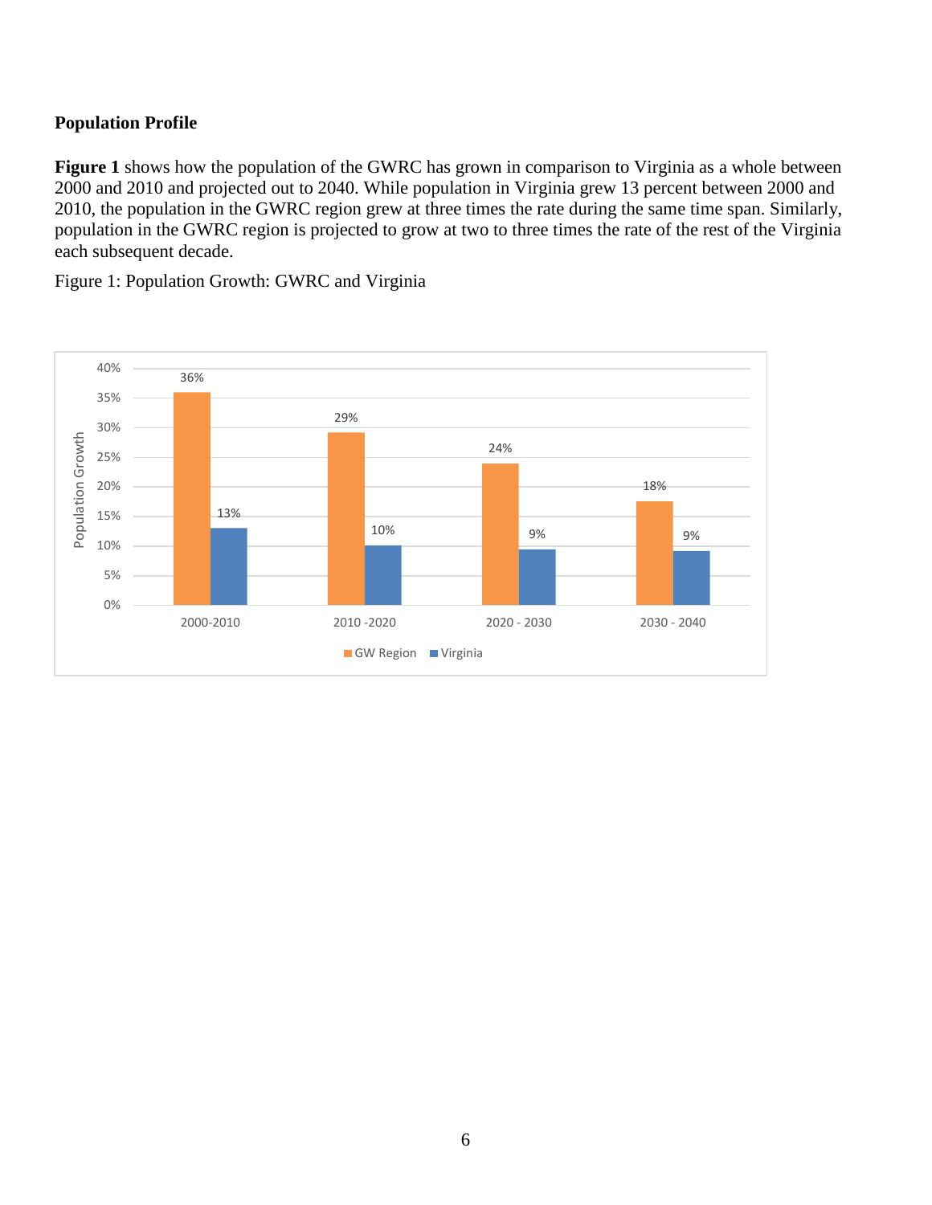**Population Profile**

**Figure 1** shows how the population of the GWRC has grown in comparison to Virginia as a whole between 2000 and 2010 and projected out to 2040. While population in Virginia grew 13 percent between 2000 and 2010, the population in the GWRC region grew at three times the rate during the same time span. Similarly, population in the GWRC region is projected to grow at two to three times the rate of the rest of the Virginia each subsequent decade.

Figure 1: Population Growth: GWRC and Virginia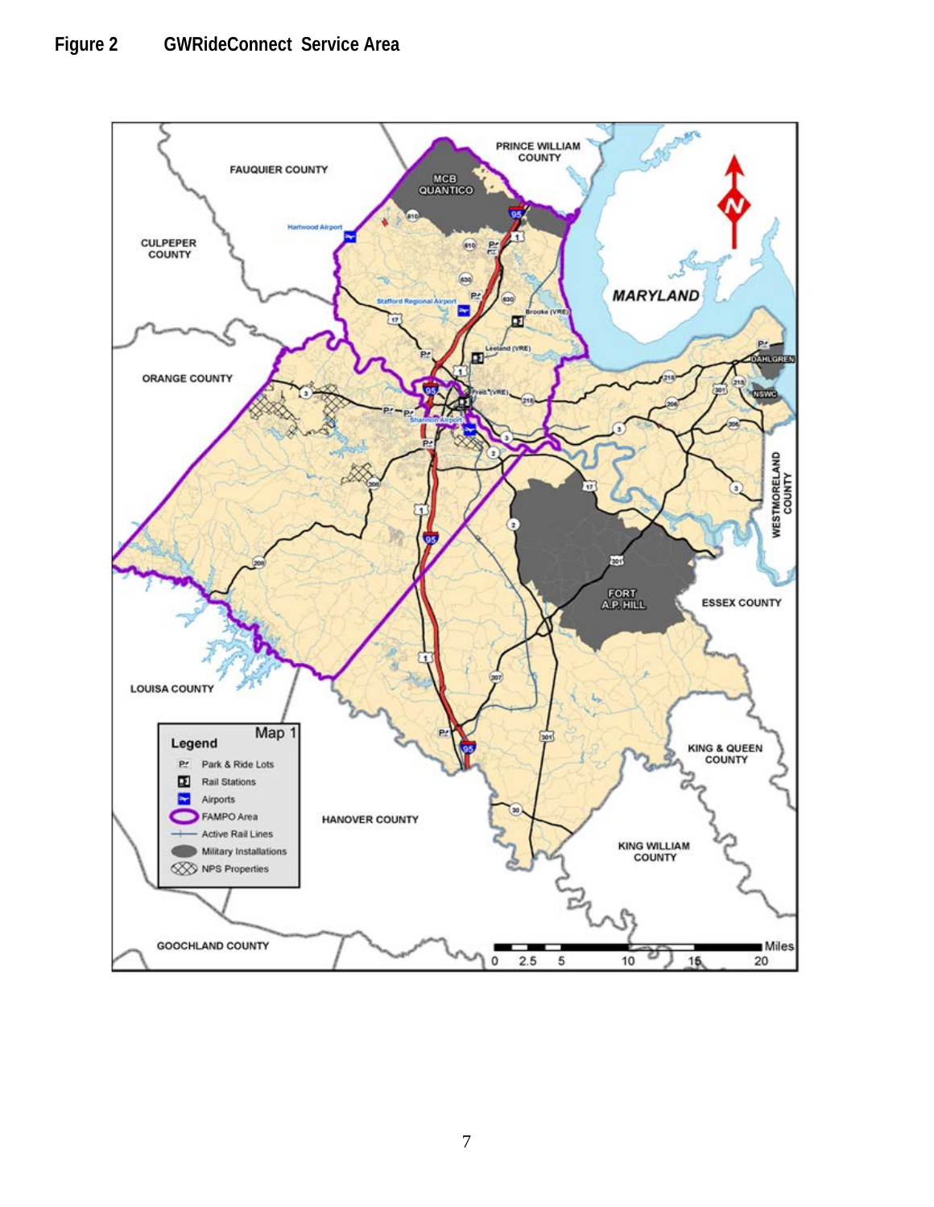**Figure 2 GWRideConnect Service Area**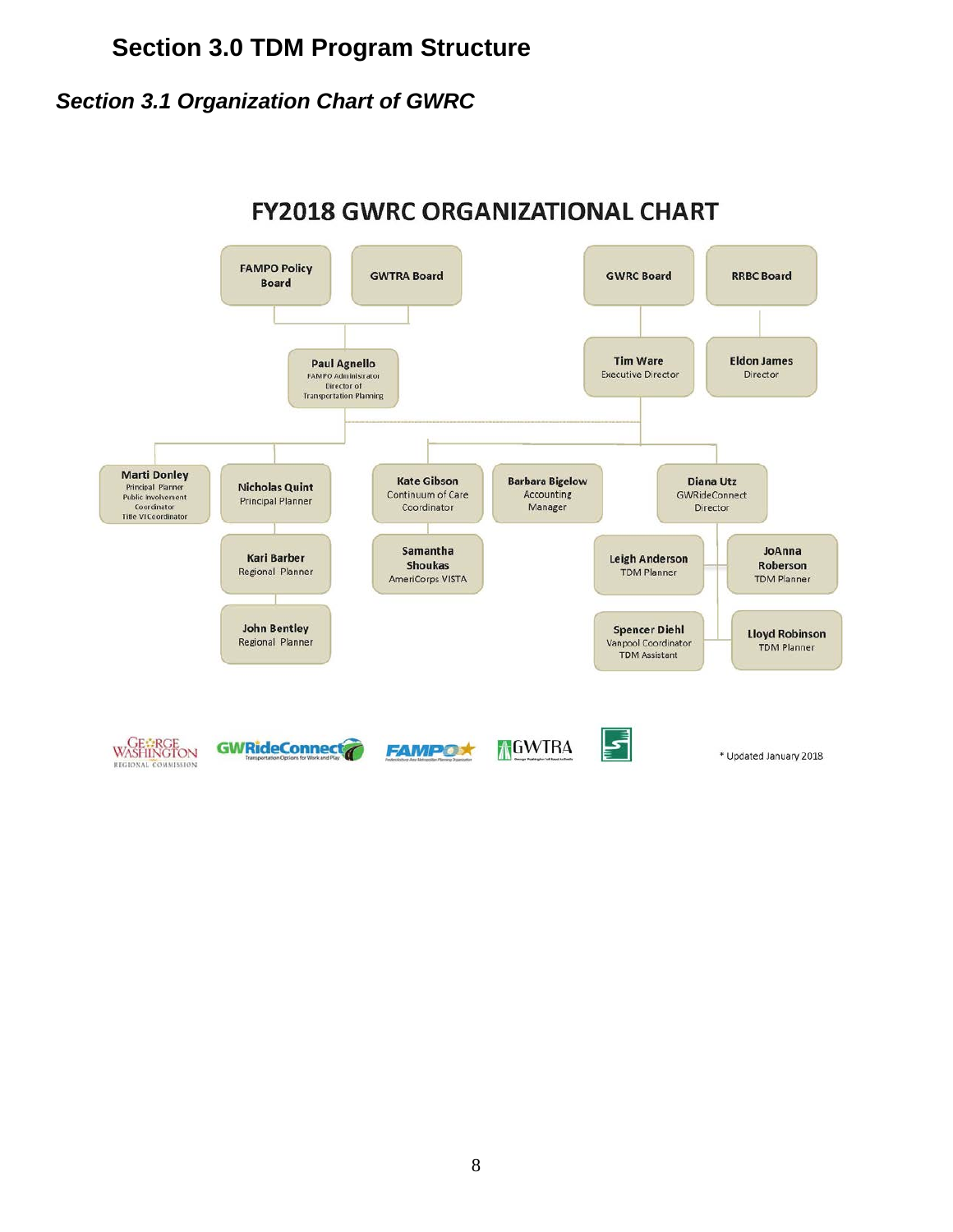# Section 3.0 TDM Program Structure

## *Section 3.1 Organization Chart of GWRC*

**FY2018 GWRC ORGANIZATIONAL CHART**

- **FAMPO Policy Board**
- **GWTRA Board**
- **GWRC Board**
- **RRBC Board**

- **Paul Agnello** – FAMPO Administrator, Director of Transportation Planning
- **Tim Ware** – Executive Director
- **Eldon James** – Director

- **Marti Donley** – Principal Planner, Public Involvement Coordinator, Title VI Coordinator
- **Nicholas Quint** – Principal Planner
  - **Kari Barber** – Regional Planner
  - **John Bentley** – Regional Planner
- **Kate Gibson** – Continuum of Care Coordinator
  - **Samantha Shoukas** – AmeriCorps VISTA
- **Barbara Bigelow** – Accounting Manager
- **Diana Utz** – GWRideConnect Director
  - **Leigh Anderson** – TDM Planner
  - **JoAnna Roberson** – TDM Planner
  - **Spencer Diehl** – Vanpool Coordinator, TDM Assistant
  - **Lloyd Robinson** – TDM Planner

George Washington Regional Commission | GWRideConnect – Transportation Options for Work and Play | FAMPO | GWTRA

* Updated January 2018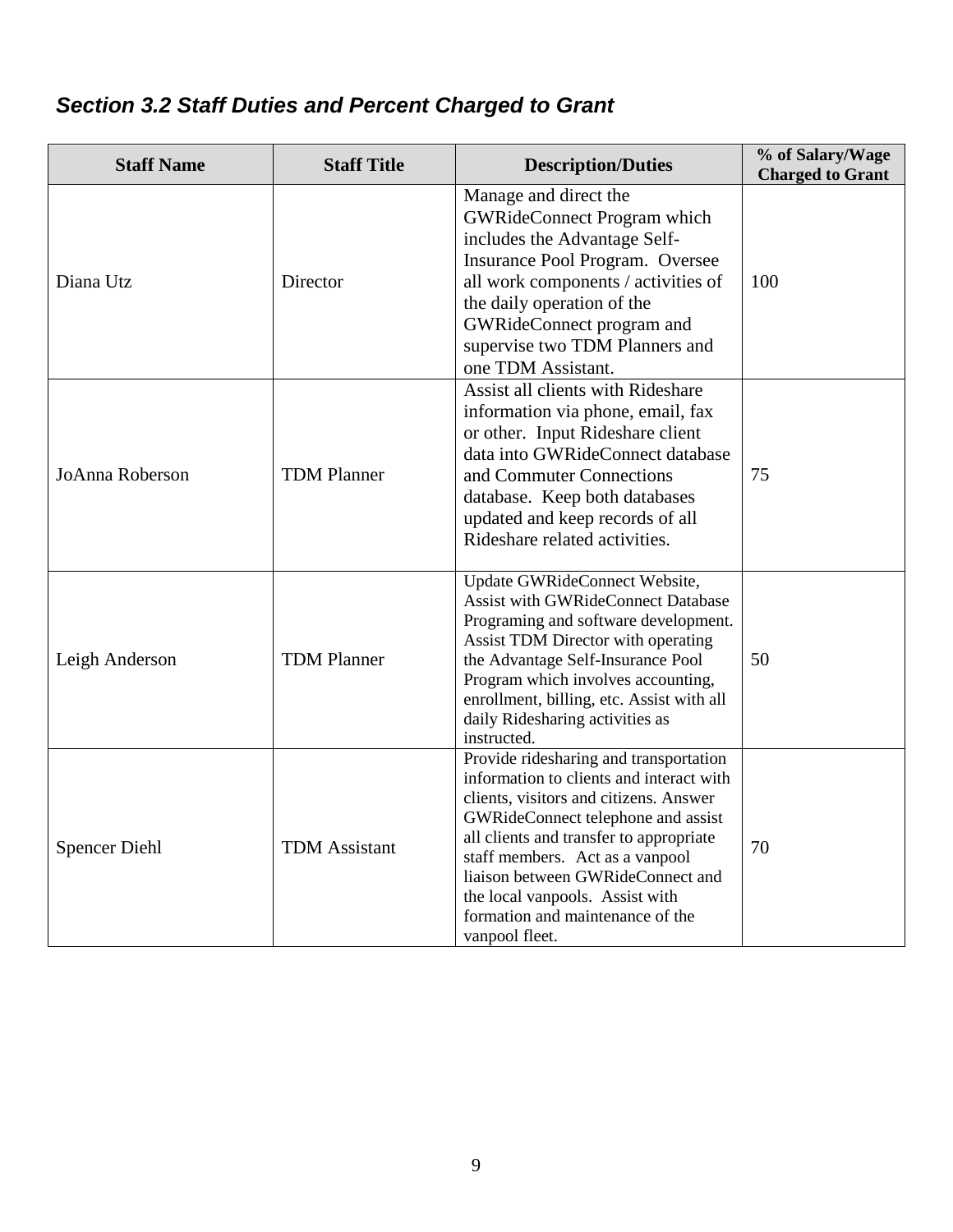### *Section 3.2 Staff Duties and Percent Charged to Grant*

| Staff Name | Staff Title | Description/Duties | % of Salary/Wage Charged to Grant |
|---|---|---|---|
| Diana Utz | Director | Manage and direct the GWRideConnect Program which includes the Advantage Self-Insurance Pool Program. Oversee all work components / activities of the daily operation of the GWRideConnect program and supervise two TDM Planners and one TDM Assistant. | 100 |
| JoAnna Roberson | TDM Planner | Assist all clients with Rideshare information via phone, email, fax or other. Input Rideshare client data into GWRideConnect database and Commuter Connections database. Keep both databases updated and keep records of all Rideshare related activities. | 75 |
| Leigh Anderson | TDM Planner | Update GWRideConnect Website, Assist with GWRideConnect Database Programing and software development. Assist TDM Director with operating the Advantage Self-Insurance Pool Program which involves accounting, enrollment, billing, etc. Assist with all daily Ridesharing activities as instructed. | 50 |
| Spencer Diehl | TDM Assistant | Provide ridesharing and transportation information to clients and interact with clients, visitors and citizens. Answer GWRideConnect telephone and assist all clients and transfer to appropriate staff members. Act as a vanpool liaison between GWRideConnect and the local vanpools. Assist with formation and maintenance of the vanpool fleet. | 70 |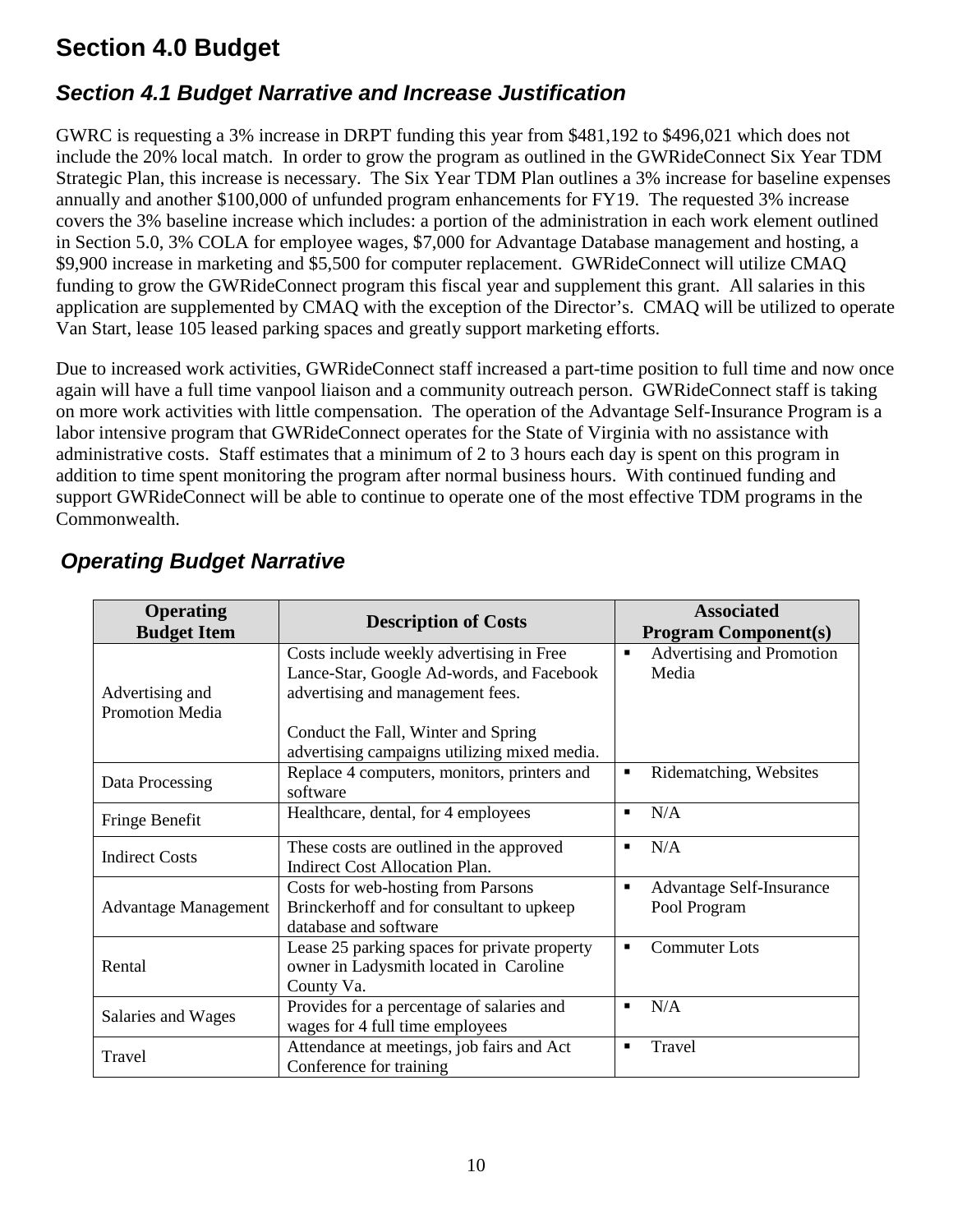# Section 4.0 Budget

## *Section 4.1 Budget Narrative and Increase Justification*

GWRC is requesting a 3% increase in DRPT funding this year from $481,192 to $496,021 which does not include the 20% local match. In order to grow the program as outlined in the GWRideConnect Six Year TDM Strategic Plan, this increase is necessary. The Six Year TDM Plan outlines a 3% increase for baseline expenses annually and another $100,000 of unfunded program enhancements for FY19. The requested 3% increase covers the 3% baseline increase which includes: a portion of the administration in each work element outlined in Section 5.0, 3% COLA for employee wages, $7,000 for Advantage Database management and hosting, a $9,900 increase in marketing and $5,500 for computer replacement. GWRideConnect will utilize CMAQ funding to grow the GWRideConnect program this fiscal year and supplement this grant. All salaries in this application are supplemented by CMAQ with the exception of the Director's. CMAQ will be utilized to operate Van Start, lease 105 leased parking spaces and greatly support marketing efforts.

Due to increased work activities, GWRideConnect staff increased a part-time position to full time and now once again will have a full time vanpool liaison and a community outreach person. GWRideConnect staff is taking on more work activities with little compensation. The operation of the Advantage Self-Insurance Program is a labor intensive program that GWRideConnect operates for the State of Virginia with no assistance with administrative costs. Staff estimates that a minimum of 2 to 3 hours each day is spent on this program in addition to time spent monitoring the program after normal business hours. With continued funding and support GWRideConnect will be able to continue to operate one of the most effective TDM programs in the Commonwealth.

## *Operating Budget Narrative*

| Operating Budget Item | Description of Costs | Associated Program Component(s) |
|---|---|---|
| Advertising and Promotion Media | Costs include weekly advertising in Free Lance-Star, Google Ad-words, and Facebook advertising and management fees.<br><br>Conduct the Fall, Winter and Spring advertising campaigns utilizing mixed media. | ▪ Advertising and Promotion Media |
| Data Processing | Replace 4 computers, monitors, printers and software | ▪ Ridematching, Websites |
| Fringe Benefit | Healthcare, dental, for 4 employees | ▪ N/A |
| Indirect Costs | These costs are outlined in the approved Indirect Cost Allocation Plan. | ▪ N/A |
| Advantage Management | Costs for web-hosting from Parsons Brinckerhoff and for consultant to upkeep database and software | ▪ Advantage Self-Insurance Pool Program |
| Rental | Lease 25 parking spaces for private property owner in Ladysmith located in Caroline County Va. | ▪ Commuter Lots |
| Salaries and Wages | Provides for a percentage of salaries and wages for 4 full time employees | ▪ N/A |
| Travel | Attendance at meetings, job fairs and Act Conference for training | ▪ Travel |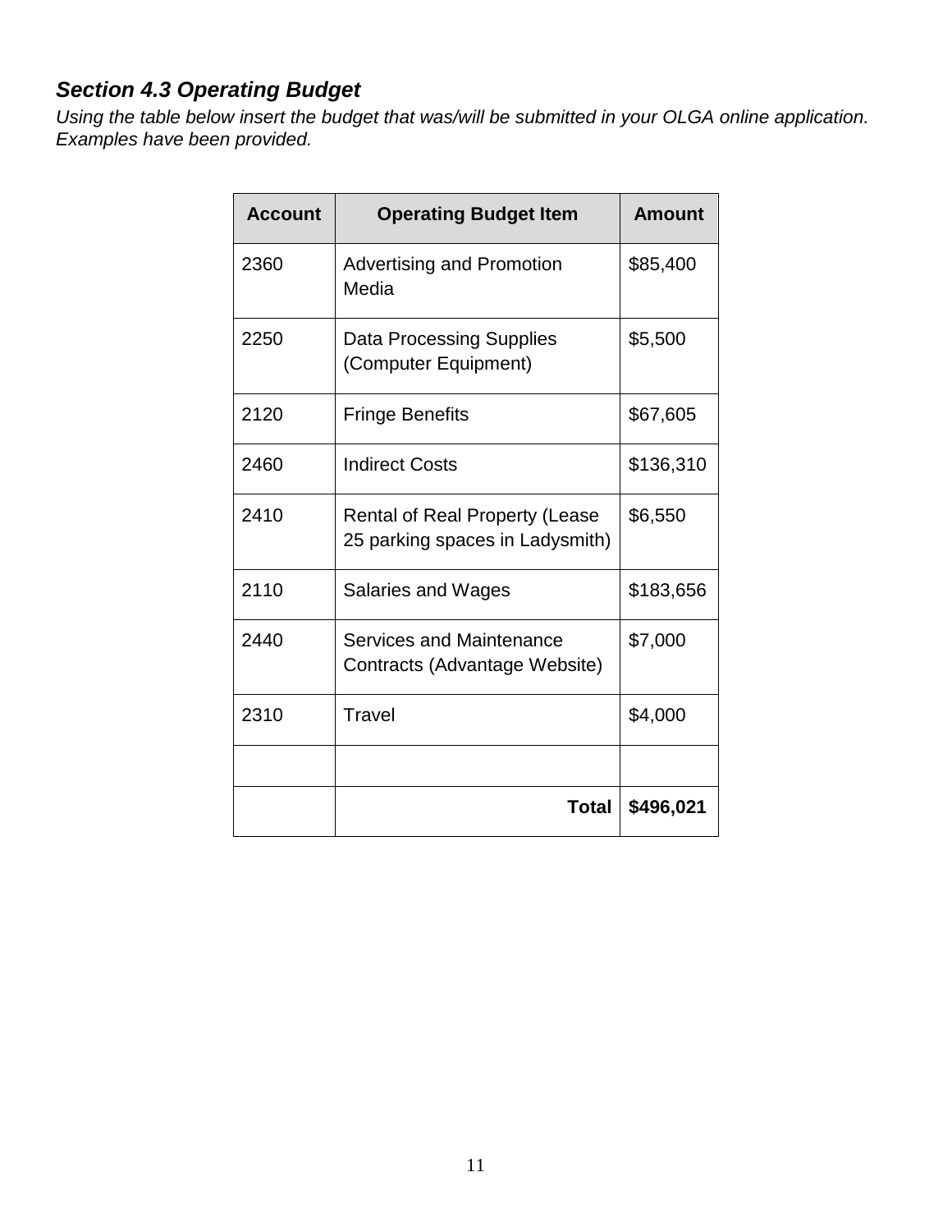### *Section 4.3 Operating Budget*

*Using the table below insert the budget that was/will be submitted in your OLGA online application. Examples have been provided.*

| Account | Operating Budget Item | Amount |
|---|---|---|
| 2360 | Advertising and Promotion Media | $85,400 |
| 2250 | Data Processing Supplies (Computer Equipment) | $5,500 |
| 2120 | Fringe Benefits | $67,605 |
| 2460 | Indirect Costs | $136,310 |
| 2410 | Rental of Real Property (Lease 25 parking spaces in Ladysmith) | $6,550 |
| 2110 | Salaries and Wages | $183,656 |
| 2440 | Services and Maintenance Contracts (Advantage Website) | $7,000 |
| 2310 | Travel | $4,000 |
| | | |
| | **Total** | **$496,021** |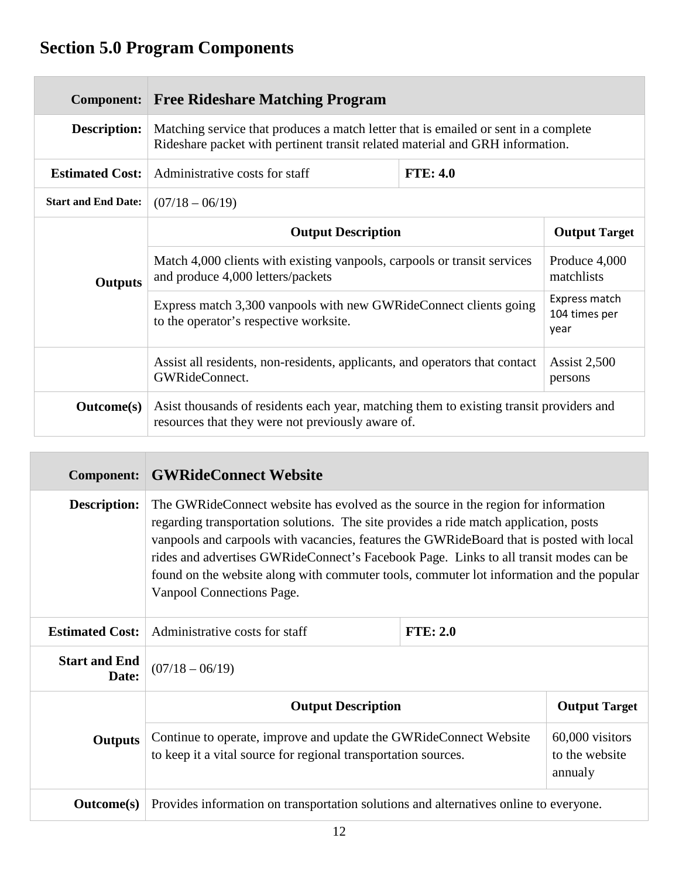# Section 5.0 Program Components

| Component: | Free Rideshare Matching Program | | |
|---|---|---|---|
| **Description:** | Matching service that produces a match letter that is emailed or sent in a complete Rideshare packet with pertinent transit related material and GRH information. | | |
| **Estimated Cost:** | Administrative costs for staff | **FTE: 4.0** | |
| **Start and End Date:** | (07/18 – 06/19) | | |
| **Outputs** | **Output Description** | | **Output Target** |
| | Match 4,000 clients with existing vanpools, carpools or transit services and produce 4,000 letters/packets | | Produce 4,000 matchlists |
| | Express match 3,300 vanpools with new GWRideConnect clients going to the operator's respective worksite. | | Express match 104 times per year |
| | Assist all residents, non-residents, applicants, and operators that contact GWRideConnect. | | Assist 2,500 persons |
| **Outcome(s)** | Asist thousands of residents each year, matching them to existing transit providers and resources that they were not previously aware of. | | |

| Component: | GWRideConnect Website | | |
|---|---|---|---|
| **Description:** | The GWRideConnect website has evolved as the source in the region for information regarding transportation solutions. The site provides a ride match application, posts vanpools and carpools with vacancies, features the GWRideBoard that is posted with local rides and advertises GWRideConnect's Facebook Page. Links to all transit modes can be found on the website along with commuter tools, commuter lot information and the popular Vanpool Connections Page. | | |
| **Estimated Cost:** | Administrative costs for staff | **FTE: 2.0** | |
| **Start and End Date:** | (07/18 – 06/19) | | |
| **Outputs** | **Output Description** | | **Output Target** |
| | Continue to operate, improve and update the GWRideConnect Website to keep it a vital source for regional transportation sources. | | 60,000 visitors to the website annualy |
| **Outcome(s)** | Provides information on transportation solutions and alternatives online to everyone. | | |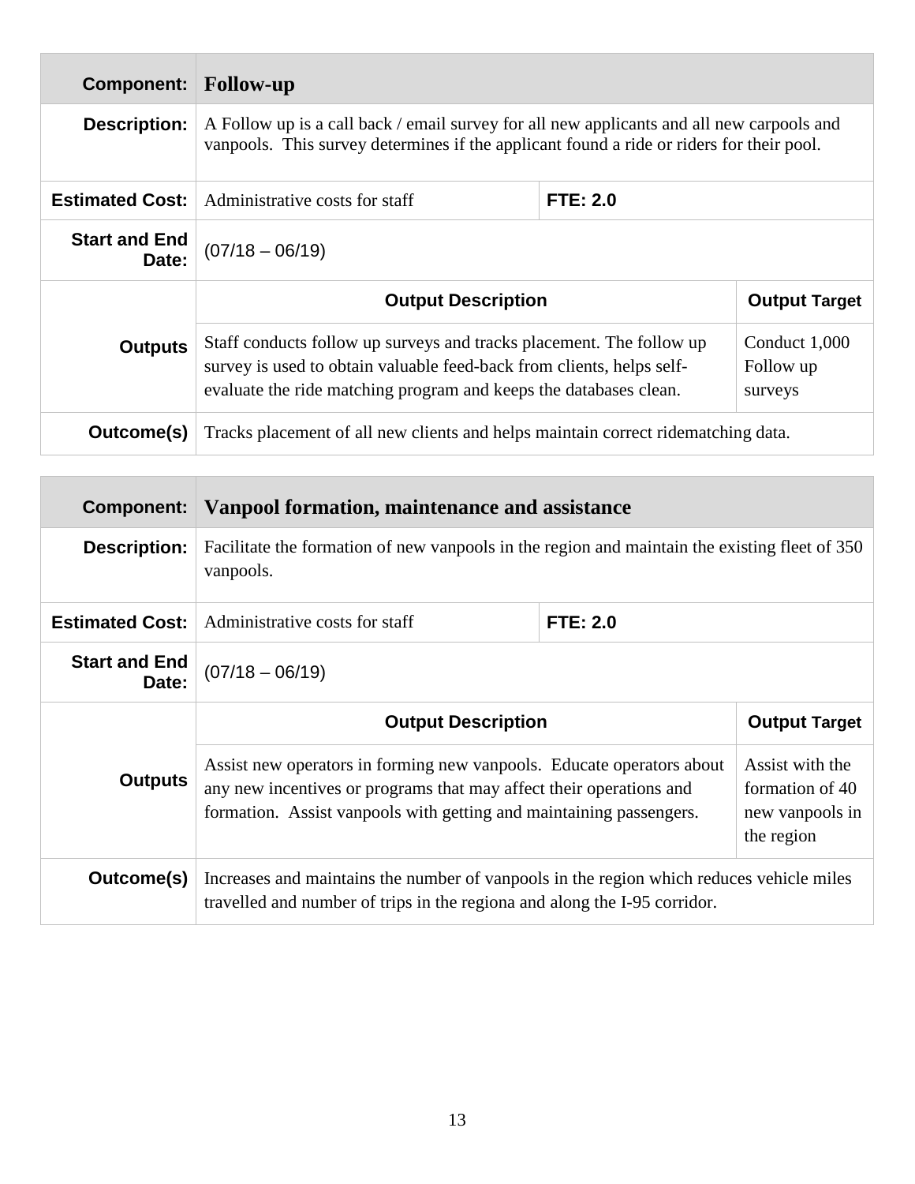| **Component:** | **Follow-up** | | |
|---|---|---|---|
| **Description:** | A Follow up is a call back / email survey for all new applicants and all new carpools and vanpools. This survey determines if the applicant found a ride or riders for their pool. | | |
| **Estimated Cost:** | Administrative costs for staff | **FTE: 2.0** | |
| **Start and End Date:** | (07/18 – 06/19) | | |
| **Outputs** | **Output Description** | | **Output Target** |
| | Staff conducts follow up surveys and tracks placement. The follow up survey is used to obtain valuable feed-back from clients, helps self-evaluate the ride matching program and keeps the databases clean. | | Conduct 1,000 Follow up surveys |
| **Outcome(s)** | Tracks placement of all new clients and helps maintain correct ridematching data. | | |

| **Component:** | **Vanpool formation, maintenance and assistance** | | |
|---|---|---|---|
| **Description:** | Facilitate the formation of new vanpools in the region and maintain the existing fleet of 350 vanpools. | | |
| **Estimated Cost:** | Administrative costs for staff | **FTE: 2.0** | |
| **Start and End Date:** | (07/18 – 06/19) | | |
| **Outputs** | **Output Description** | | **Output Target** |
| | Assist new operators in forming new vanpools. Educate operators about any new incentives or programs that may affect their operations and formation. Assist vanpools with getting and maintaining passengers. | | Assist with the formation of 40 new vanpools in the region |
| **Outcome(s)** | Increases and maintains the number of vanpools in the region which reduces vehicle miles travelled and number of trips in the regiona and along the I-95 corridor. | | |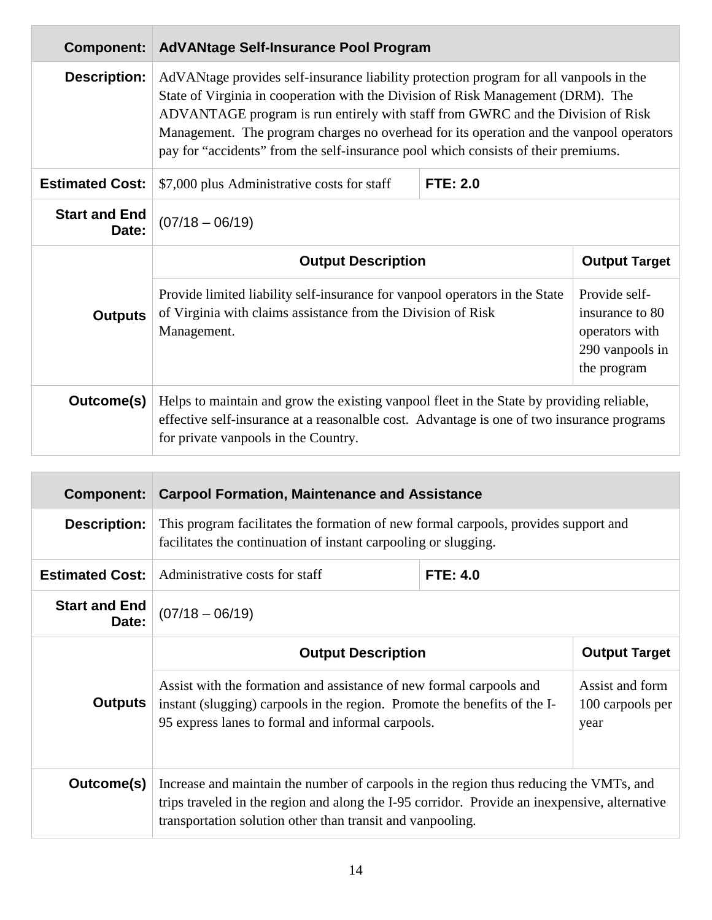| Component: | AdVANtage Self-Insurance Pool Program | |
|---|---|---|
| Description: | AdVANtage provides self-insurance liability protection program for all vanpools in the State of Virginia in cooperation with the Division of Risk Management (DRM). The ADVANTAGE program is run entirely with staff from GWRC and the Division of Risk Management. The program charges no overhead for its operation and the vanpool operators pay for “accidents” from the self-insurance pool which consists of their premiums. | |
| Estimated Cost: | $7,000 plus Administrative costs for staff | FTE: 2.0 |
| Start and End Date: | (07/18 – 06/19) | |
| Outputs | **Output Description** | **Output Target** |
| | Provide limited liability self-insurance for vanpool operators in the State of Virginia with claims assistance from the Division of Risk Management. | Provide self-insurance to 80 operators with 290 vanpools in the program |
| Outcome(s) | Helps to maintain and grow the existing vanpool fleet in the State by providing reliable, effective self-insurance at a reasonalble cost. Advantage is one of two insurance programs for private vanpools in the Country. | |

| Component: | Carpool Formation, Maintenance and Assistance | |
|---|---|---|
| Description: | This program facilitates the formation of new formal carpools, provides support and facilitates the continuation of instant carpooling or slugging. | |
| Estimated Cost: | Administrative costs for staff | FTE: 4.0 |
| Start and End Date: | (07/18 – 06/19) | |
| Outputs | **Output Description** | **Output Target** |
| | Assist with the formation and assistance of new formal carpools and instant (slugging) carpools in the region. Promote the benefits of the I-95 express lanes to formal and informal carpools. | Assist and form 100 carpools per year |
| Outcome(s) | Increase and maintain the number of carpools in the region thus reducing the VMTs, and trips traveled in the region and along the I-95 corridor. Provide an inexpensive, alternative transportation solution other than transit and vanpooling. | |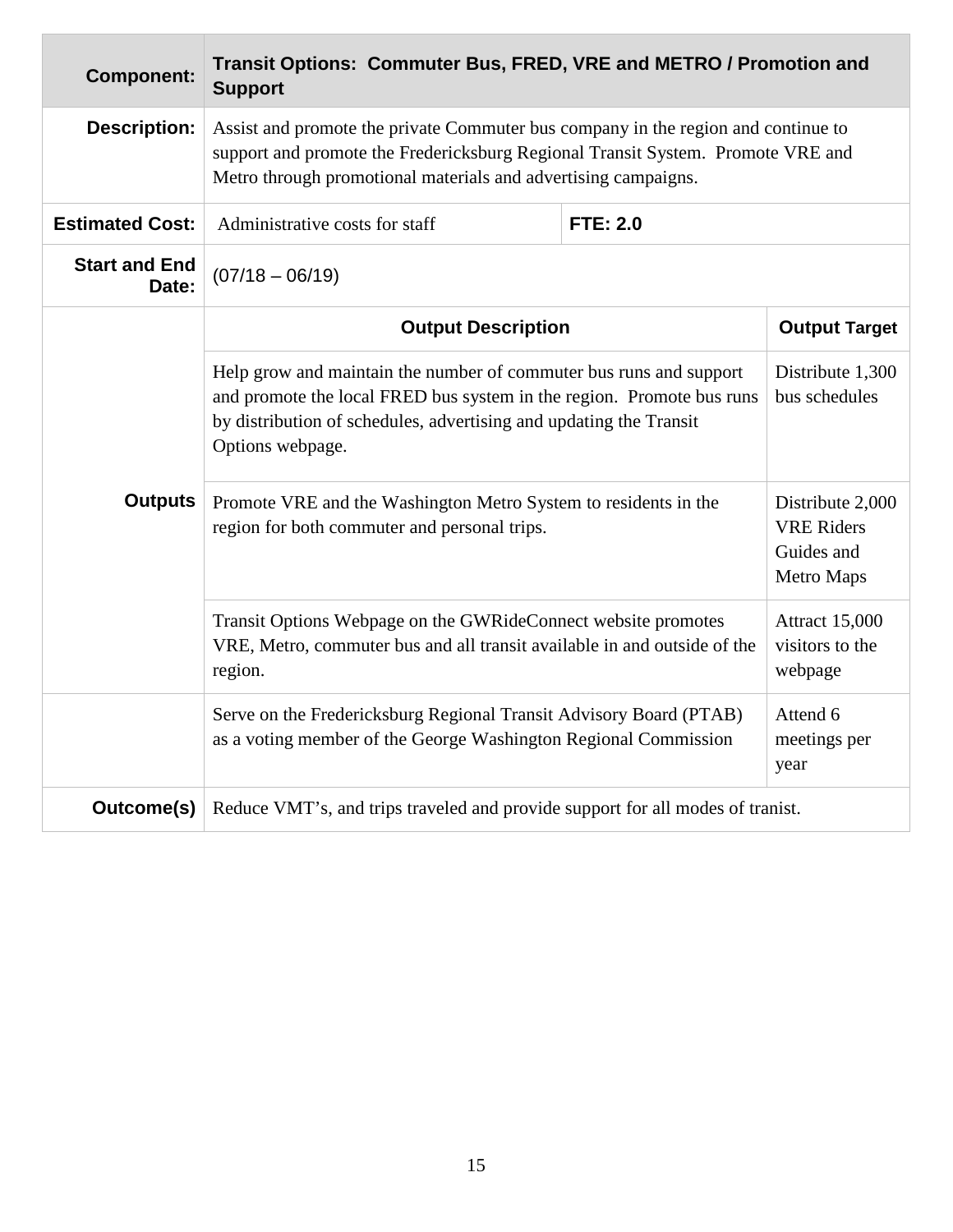| **Component:** | **Transit Options: Commuter Bus, FRED, VRE and METRO / Promotion and Support** | |
|---|---|---|
| **Description:** | Assist and promote the private Commuter bus company in the region and continue to support and promote the Fredericksburg Regional Transit System. Promote VRE and Metro through promotional materials and advertising campaigns. | |
| **Estimated Cost:** | Administrative costs for staff | **FTE: 2.0** |
| **Start and End Date:** | (07/18 – 06/19) | |
| **Outputs** | **Output Description** | **Output Target** |
| | Help grow and maintain the number of commuter bus runs and support and promote the local FRED bus system in the region. Promote bus runs by distribution of schedules, advertising and updating the Transit Options webpage. | Distribute 1,300 bus schedules |
| | Promote VRE and the Washington Metro System to residents in the region for both commuter and personal trips. | Distribute 2,000 VRE Riders Guides and Metro Maps |
| | Transit Options Webpage on the GWRideConnect website promotes VRE, Metro, commuter bus and all transit available in and outside of the region. | Attract 15,000 visitors to the webpage |
| | Serve on the Fredericksburg Regional Transit Advisory Board (PTAB) as a voting member of the George Washington Regional Commission | Attend 6 meetings per year |
| **Outcome(s)** | Reduce VMT's, and trips traveled and provide support for all modes of tranist. | |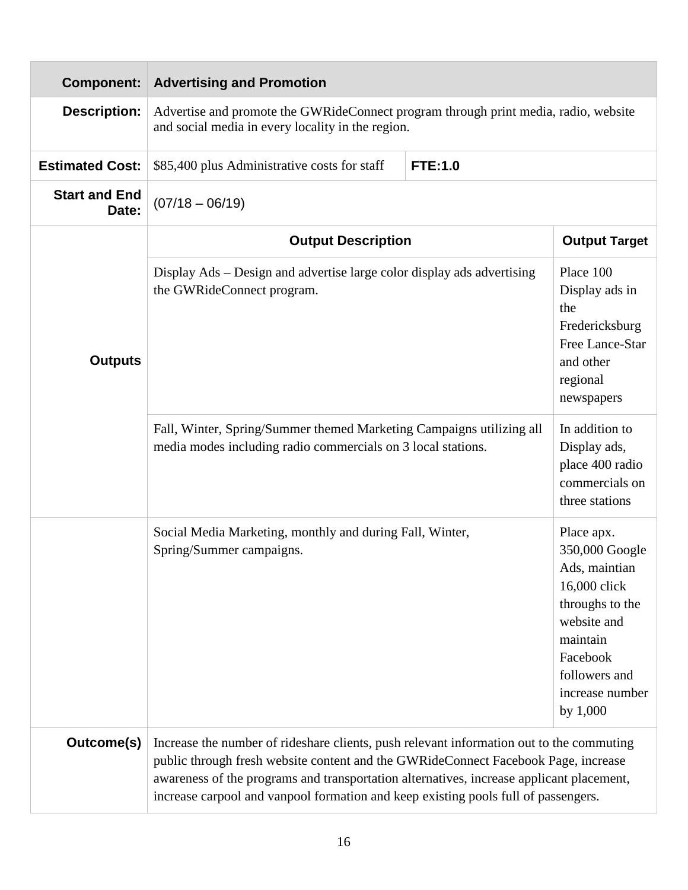| Component: | Advertising and Promotion | |
|---|---|---|
| Description: | Advertise and promote the GWRideConnect program through print media, radio, website and social media in every locality in the region. | |
| Estimated Cost: | $85,400 plus Administrative costs for staff | FTE:1.0 |
| Start and End Date: | (07/18 – 06/19) | |
| Outputs | **Output Description** | **Output Target** |
| | Display Ads – Design and advertise large color display ads advertising the GWRideConnect program. | Place 100 Display ads in the Fredericksburg Free Lance-Star and other regional newspapers |
| | Fall, Winter, Spring/Summer themed Marketing Campaigns utilizing all media modes including radio commercials on 3 local stations. | In addition to Display ads, place 400 radio commercials on three stations |
| | Social Media Marketing, monthly and during Fall, Winter, Spring/Summer campaigns. | Place apx. 350,000 Google Ads, maintian 16,000 click throughs to the website and maintain Facebook followers and increase number by 1,000 |
| Outcome(s) | Increase the number of rideshare clients, push relevant information out to the commuting public through fresh website content and the GWRideConnect Facebook Page, increase awareness of the programs and transportation alternatives, increase applicant placement, increase carpool and vanpool formation and keep existing pools full of passengers. | |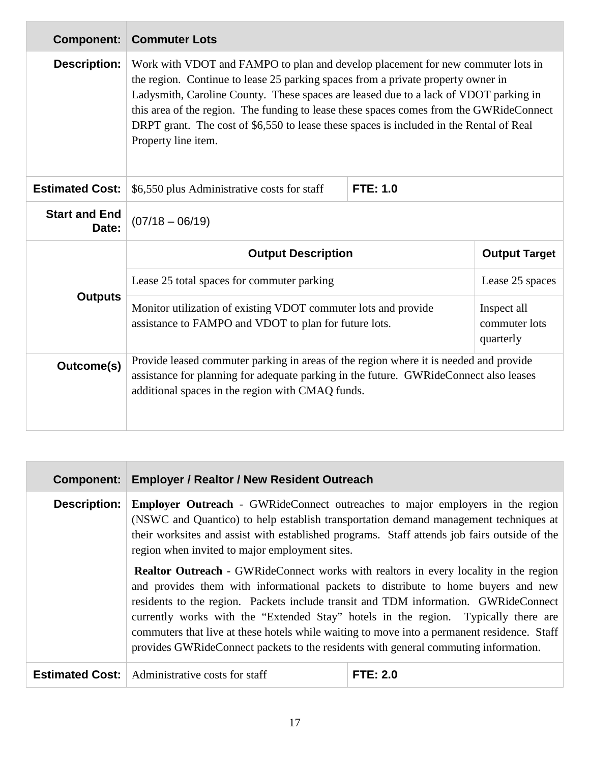| Component: | Commuter Lots | |
|---|---|---|
| Description: | Work with VDOT and FAMPO to plan and develop placement for new commuter lots in the region. Continue to lease 25 parking spaces from a private property owner in Ladysmith, Caroline County. These spaces are leased due to a lack of VDOT parking in this area of the region. The funding to lease these spaces comes from the GWRideConnect DRPT grant. The cost of $6,550 to lease these spaces is included in the Rental of Real Property line item. | |
| Estimated Cost: | $6,550 plus Administrative costs for staff | FTE: 1.0 |
| Start and End Date: | (07/18 – 06/19) | |
| Outputs | **Output Description** | **Output Target** |
| | Lease 25 total spaces for commuter parking | Lease 25 spaces |
| | Monitor utilization of existing VDOT commuter lots and provide assistance to FAMPO and VDOT to plan for future lots. | Inspect all commuter lots quarterly |
| Outcome(s) | Provide leased commuter parking in areas of the region where it is needed and provide assistance for planning for adequate parking in the future. GWRideConnect also leases additional spaces in the region with CMAQ funds. | |

| Component: | Employer / Realtor / New Resident Outreach | |
|---|---|---|
| Description: | **Employer Outreach** - GWRideConnect outreaches to major employers in the region (NSWC and Quantico) to help establish transportation demand management techniques at their worksites and assist with established programs. Staff attends job fairs outside of the region when invited to major employment sites.<br><br>**Realtor Outreach** - GWRideConnect works with realtors in every locality in the region and provides them with informational packets to distribute to home buyers and new residents to the region. Packets include transit and TDM information. GWRideConnect currently works with the "Extended Stay" hotels in the region. Typically there are commuters that live at these hotels while waiting to move into a permanent residence. Staff provides GWRideConnect packets to the residents with general commuting information. | |
| Estimated Cost: | Administrative costs for staff | FTE: 2.0 |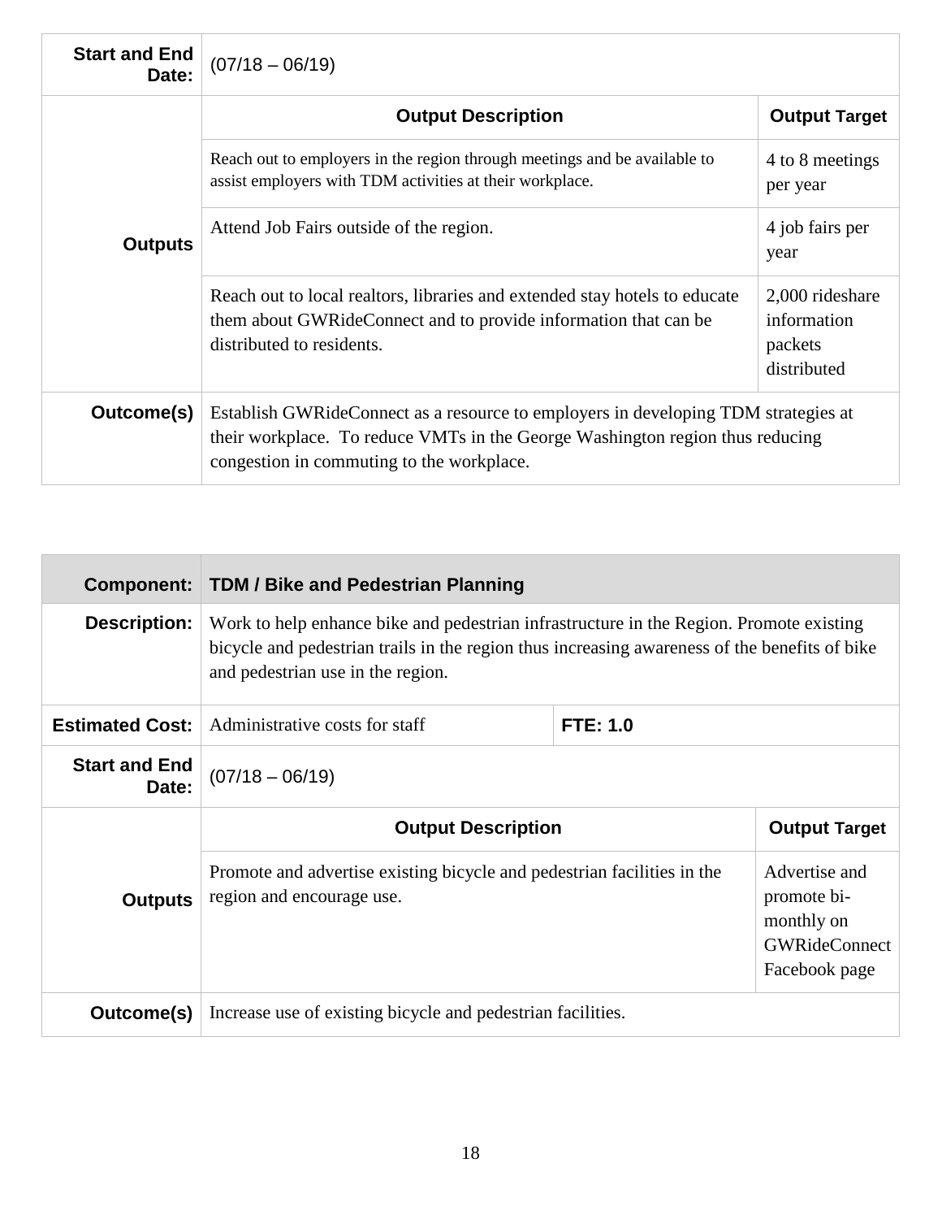| | | |
|---|---|---|
| **Start and End Date:** | (07/18 – 06/19) | |
| **Outputs** | **Output Description** | **Output Target** |
| | Reach out to employers in the region through meetings and be available to assist employers with TDM activities at their workplace. | 4 to 8 meetings per year |
| | Attend Job Fairs outside of the region. | 4 job fairs per year |
| | Reach out to local realtors, libraries and extended stay hotels to educate them about GWRideConnect and to provide information that can be distributed to residents. | 2,000 rideshare information packets distributed |
| **Outcome(s)** | Establish GWRideConnect as a resource to employers in developing TDM strategies at their workplace. To reduce VMTs in the George Washington region thus reducing congestion in commuting to the workplace. | |

| **Component:** | **TDM / Bike and Pedestrian Planning** | |
|---|---|---|
| **Description:** | Work to help enhance bike and pedestrian infrastructure in the Region. Promote existing bicycle and pedestrian trails in the region thus increasing awareness of the benefits of bike and pedestrian use in the region. | |
| **Estimated Cost:** | Administrative costs for staff | **FTE: 1.0** |
| **Start and End Date:** | (07/18 – 06/19) | |
| **Outputs** | **Output Description** | **Output Target** |
| | Promote and advertise existing bicycle and pedestrian facilities in the region and encourage use. | Advertise and promote bi-monthly on GWRideConnect Facebook page |
| **Outcome(s)** | Increase use of existing bicycle and pedestrian facilities. | |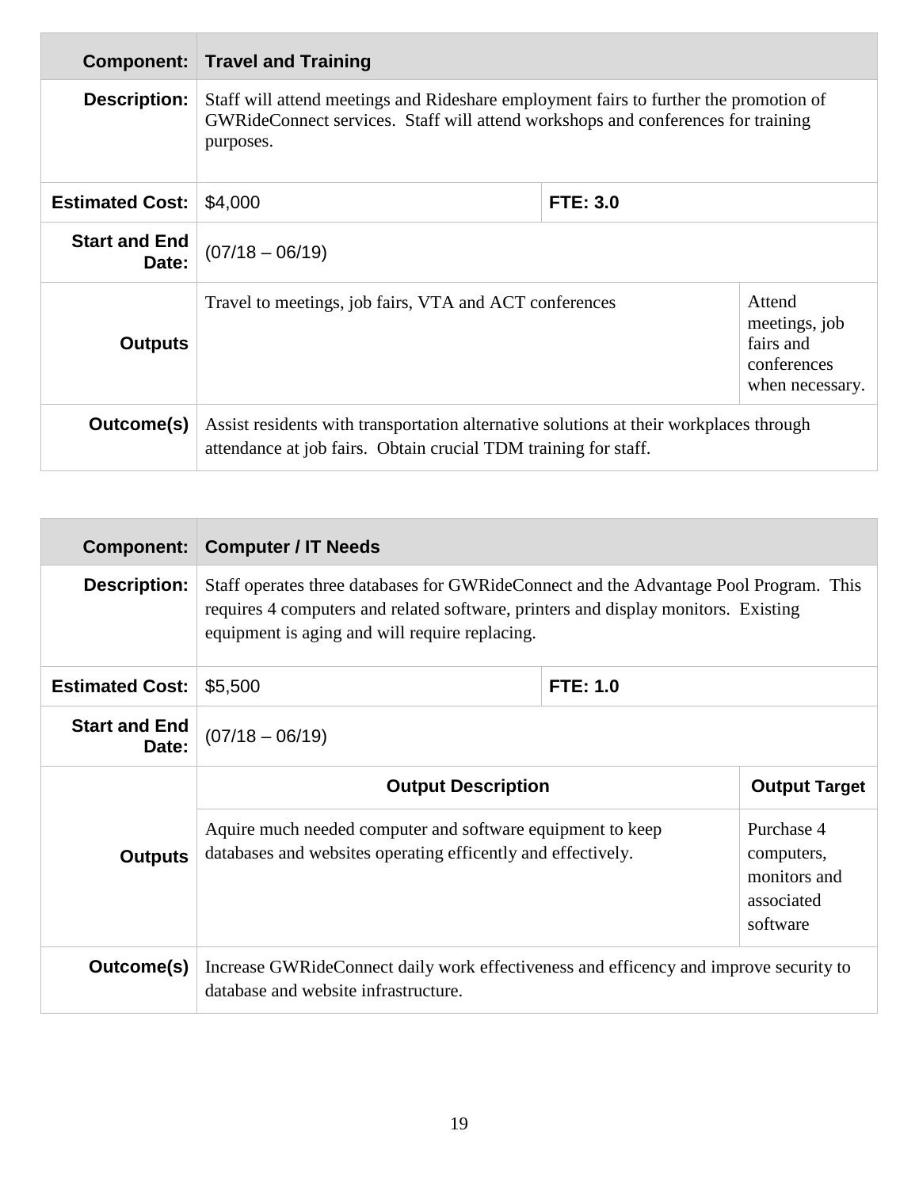| **Component:** | **Travel and Training** | | |
|---|---|---|---|
| **Description:** | Staff will attend meetings and Rideshare employment fairs to further the promotion of GWRideConnect services. Staff will attend workshops and conferences for training purposes. | | |
| **Estimated Cost:** | $4,000 | **FTE: 3.0** | |
| **Start and End Date:** | (07/18 – 06/19) | | |
| **Outputs** | Travel to meetings, job fairs, VTA and ACT conferences | | Attend meetings, job fairs and conferences when necessary. |
| **Outcome(s)** | Assist residents with transportation alternative solutions at their workplaces through attendance at job fairs. Obtain crucial TDM training for staff. | | |

| **Component:** | **Computer / IT Needs** | | |
|---|---|---|---|
| **Description:** | Staff operates three databases for GWRideConnect and the Advantage Pool Program. This requires 4 computers and related software, printers and display monitors. Existing equipment is aging and will require replacing. | | |
| **Estimated Cost:** | $5,500 | **FTE: 1.0** | |
| **Start and End Date:** | (07/18 – 06/19) | | |
| **Outputs** | **Output Description** | | **Output Target** |
| | Aquire much needed computer and software equipment to keep databases and websites operating efficently and effectively. | | Purchase 4 computers, monitors and associated software |
| **Outcome(s)** | Increase GWRideConnect daily work effectiveness and efficency and improve security to database and website infrastructure. | | |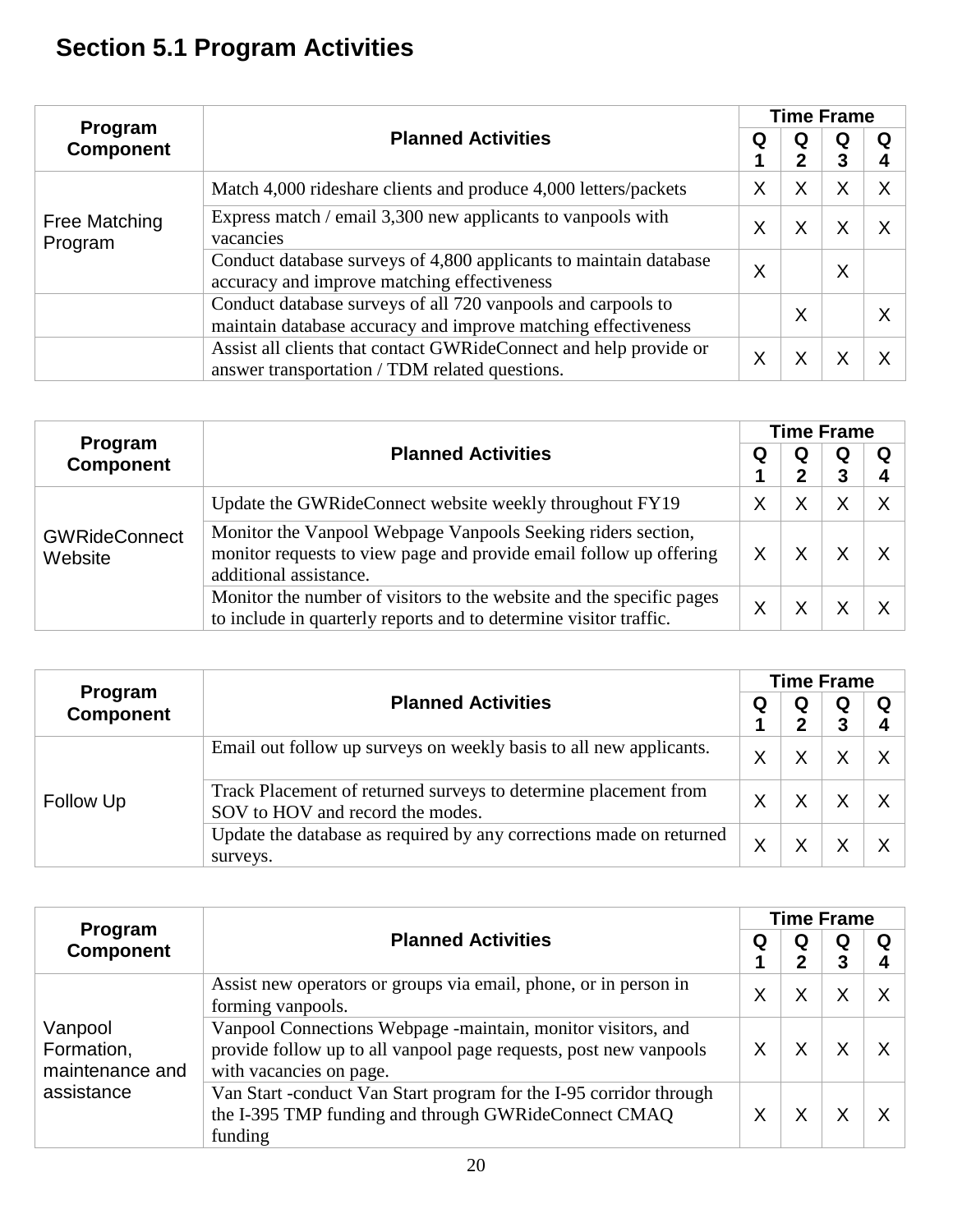## Section 5.1 Program Activities

| Program Component | Planned Activities | Time Frame | | | |
|---|---|---|---|---|---|
| | | Q 1 | Q 2 | Q 3 | Q 4 |
| Free Matching Program | Match 4,000 rideshare clients and produce 4,000 letters/packets | X | X | X | X |
| | Express match / email 3,300 new applicants to vanpools with vacancies | X | X | X | X |
| | Conduct database surveys of 4,800 applicants to maintain database accuracy and improve matching effectiveness | X | | X | |
| | Conduct database surveys of all 720 vanpools and carpools to maintain database accuracy and improve matching effectiveness | | X | | X |
| | Assist all clients that contact GWRideConnect and help provide or answer transportation / TDM related questions. | X | X | X | X |

| Program Component | Planned Activities | Time Frame | | | |
|---|---|---|---|---|---|
| | | Q 1 | Q 2 | Q 3 | Q 4 |
| GWRideConnect Website | Update the GWRideConnect website weekly throughout FY19 | X | X | X | X |
| | Monitor the Vanpool Webpage Vanpools Seeking riders section, monitor requests to view page and provide email follow up offering additional assistance. | X | X | X | X |
| | Monitor the number of visitors to the website and the specific pages to include in quarterly reports and to determine visitor traffic. | X | X | X | X |

| Program Component | Planned Activities | Time Frame | | | |
|---|---|---|---|---|---|
| | | Q 1 | Q 2 | Q 3 | Q 4 |
| Follow Up | Email out follow up surveys on weekly basis to all new applicants. | X | X | X | X |
| | Track Placement of returned surveys to determine placement from SOV to HOV and record the modes. | X | X | X | X |
| | Update the database as required by any corrections made on returned surveys. | X | X | X | X |

| Program Component | Planned Activities | Time Frame | | | |
|---|---|---|---|---|---|
| | | Q 1 | Q 2 | Q 3 | Q 4 |
| Vanpool Formation, maintenance and assistance | Assist new operators or groups via email, phone, or in person in forming vanpools. | X | X | X | X |
| | Vanpool Connections Webpage -maintain, monitor visitors, and provide follow up to all vanpool page requests, post new vanpools with vacancies on page. | X | X | X | X |
| | Van Start -conduct Van Start program for the I-95 corridor through the I-395 TMP funding and through GWRideConnect CMAQ funding | X | X | X | X |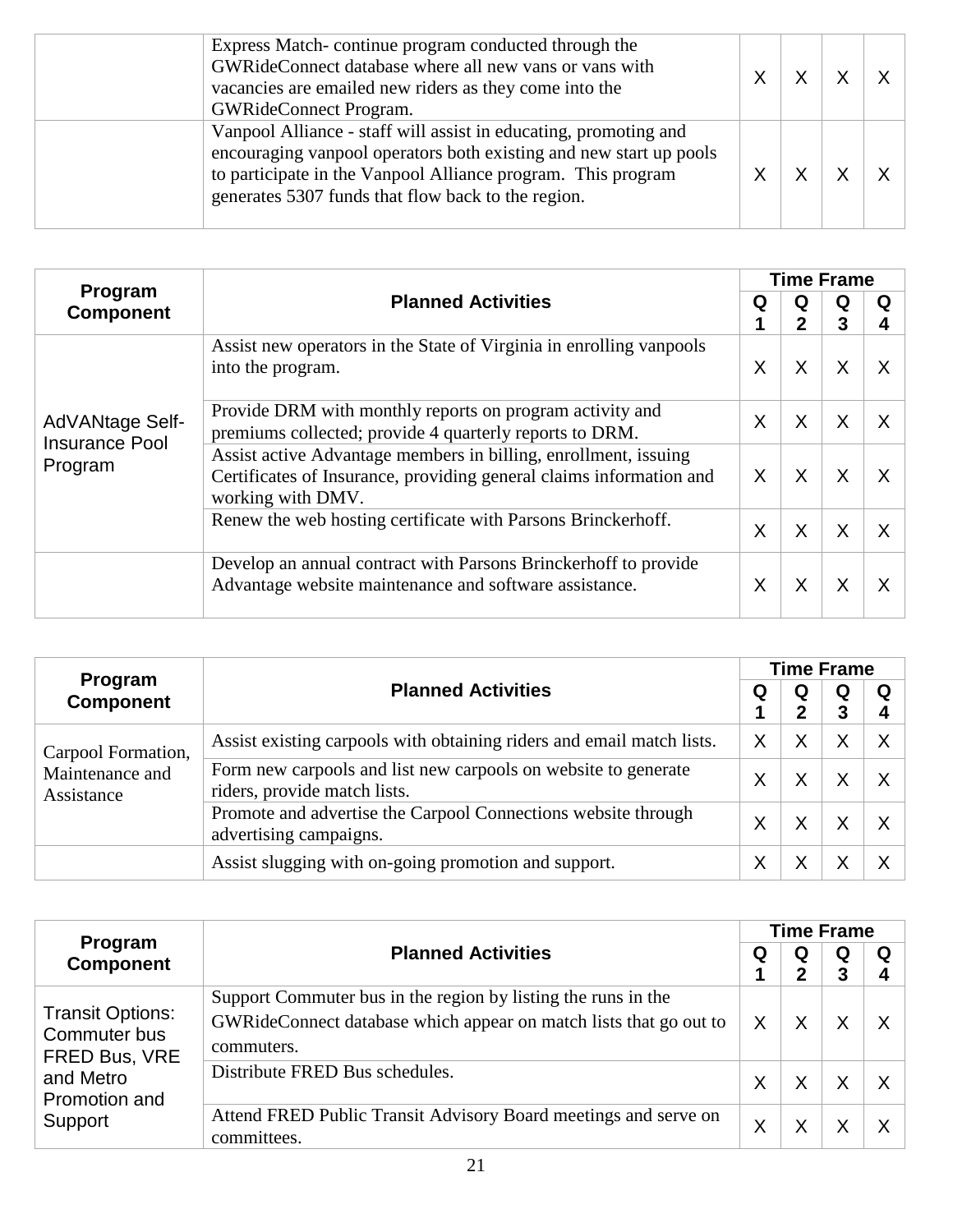| | | | | | |
|---|---|---|---|---|---|
| | Express Match- continue program conducted through the GWRideConnect database where all new vans or vans with vacancies are emailed new riders as they come into the GWRideConnect Program. | X | X | X | X |
| | Vanpool Alliance - staff will assist in educating, promoting and encouraging vanpool operators both existing and new start up pools to participate in the Vanpool Alliance program. This program generates 5307 funds that flow back to the region. | X | X | X | X |

| Program Component | Planned Activities | Time Frame | | | |
|---|---|---|---|---|---|
| | | Q 1 | Q 2 | Q 3 | Q 4 |
| AdVANtage Self-Insurance Pool Program | Assist new operators in the State of Virginia in enrolling vanpools into the program. | X | X | X | X |
| | Provide DRM with monthly reports on program activity and premiums collected; provide 4 quarterly reports to DRM. | X | X | X | X |
| | Assist active Advantage members in billing, enrollment, issuing Certificates of Insurance, providing general claims information and working with DMV. | X | X | X | X |
| | Renew the web hosting certificate with Parsons Brinckerhoff. | X | X | X | X |
| | Develop an annual contract with Parsons Brinckerhoff to provide Advantage website maintenance and software assistance. | X | X | X | X |

| Program Component | Planned Activities | Time Frame | | | |
|---|---|---|---|---|---|
| | | Q 1 | Q 2 | Q 3 | Q 4 |
| Carpool Formation, Maintenance and Assistance | Assist existing carpools with obtaining riders and email match lists. | X | X | X | X |
| | Form new carpools and list new carpools on website to generate riders, provide match lists. | X | X | X | X |
| | Promote and advertise the Carpool Connections website through advertising campaigns. | X | X | X | X |
| | Assist slugging with on-going promotion and support. | X | X | X | X |

| Program Component | Planned Activities | Time Frame | | | |
|---|---|---|---|---|---|
| | | Q 1 | Q 2 | Q 3 | Q 4 |
| Transit Options: Commuter bus FRED Bus, VRE and Metro Promotion and Support | Support Commuter bus in the region by listing the runs in the GWRideConnect database which appear on match lists that go out to commuters. | X | X | X | X |
| | Distribute FRED Bus schedules. | X | X | X | X |
| | Attend FRED Public Transit Advisory Board meetings and serve on committees. | X | X | X | X |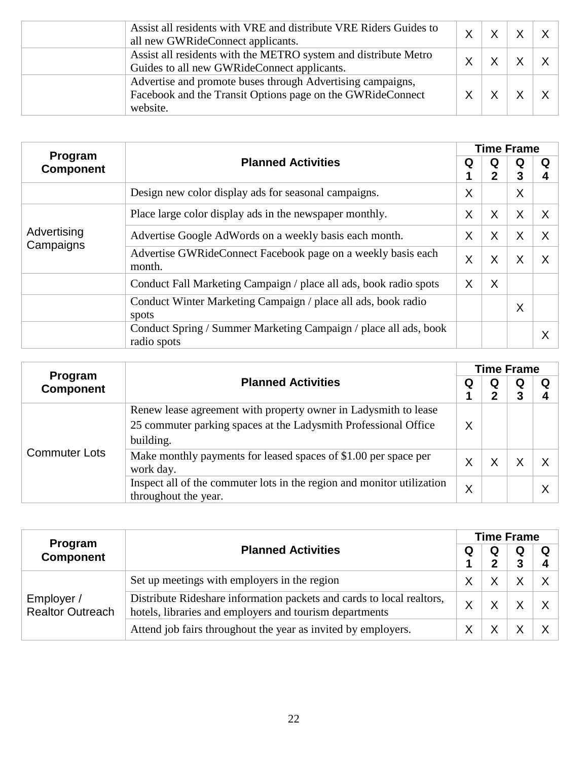| | | | | | |
|---|---|---|---|---|---|
| | Assist all residents with VRE and distribute VRE Riders Guides to all new GWRideConnect applicants. | X | X | X | X |
| | Assist all residents with the METRO system and distribute Metro Guides to all new GWRideConnect applicants. | X | X | X | X |
| | Advertise and promote buses through Advertising campaigns, Facebook and the Transit Options page on the GWRideConnect website. | X | X | X | X |

| Program Component | Planned Activities | Time Frame | | | |
|---|---|---|---|---|---|
| | | Q 1 | Q 2 | Q 3 | Q 4 |
| | Design new color display ads for seasonal campaigns. | X | | X | |
| Advertising Campaigns | Place large color display ads in the newspaper monthly. | X | X | X | X |
| | Advertise Google AdWords on a weekly basis each month. | X | X | X | X |
| | Advertise GWRideConnect Facebook page on a weekly basis each month. | X | X | X | X |
| | Conduct Fall Marketing Campaign / place all ads, book radio spots | X | X | | |
| | Conduct Winter Marketing Campaign / place all ads, book radio spots | | | X | |
| | Conduct Spring / Summer Marketing Campaign / place all ads, book radio spots | | | | X |

| Program Component | Planned Activities | Time Frame | | | |
|---|---|---|---|---|---|
| | | Q 1 | Q 2 | Q 3 | Q 4 |
| Commuter Lots | Renew lease agreement with property owner in Ladysmith to lease 25 commuter parking spaces at the Ladysmith Professional Office building. | X | | | |
| | Make monthly payments for leased spaces of $1.00 per space per work day. | X | X | X | X |
| | Inspect all of the commuter lots in the region and monitor utilization throughout the year. | X | | | X |

| Program Component | Planned Activities | Time Frame | | | |
|---|---|---|---|---|---|
| | | Q 1 | Q 2 | Q 3 | Q 4 |
| Employer / Realtor Outreach | Set up meetings with employers in the region | X | X | X | X |
| | Distribute Rideshare information packets and cards to local realtors, hotels, libraries and employers and tourism departments | X | X | X | X |
| | Attend job fairs throughout the year as invited by employers. | X | X | X | X |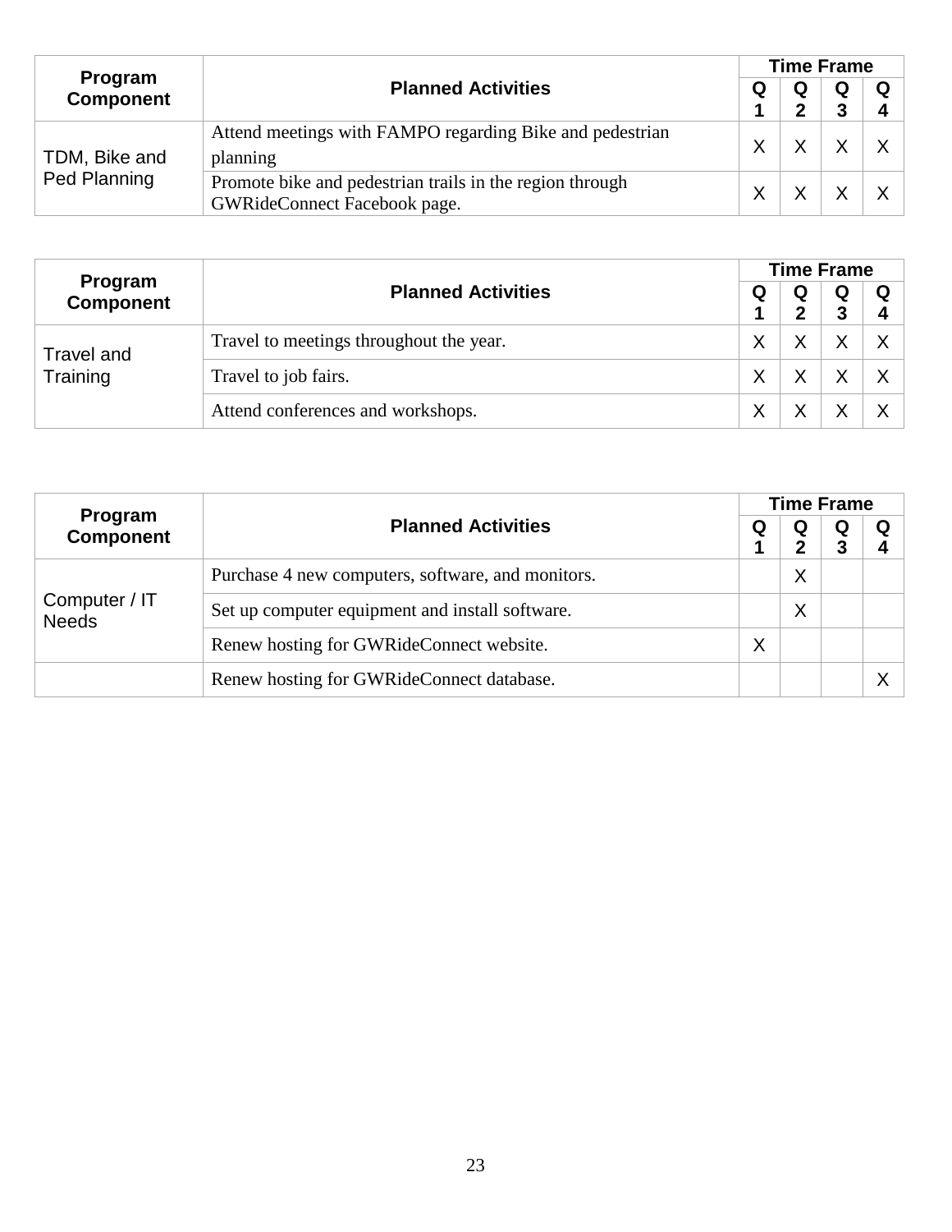| Program Component | Planned Activities | Time Frame | | | |
|---|---|---|---|---|---|
| | | Q 1 | Q 2 | Q 3 | Q 4 |
| TDM, Bike and Ped Planning | Attend meetings with FAMPO regarding Bike and pedestrian planning | X | X | X | X |
| | Promote bike and pedestrian trails in the region through GWRideConnect Facebook page. | X | X | X | X |

| Program Component | Planned Activities | Time Frame | | | |
|---|---|---|---|---|---|
| | | Q 1 | Q 2 | Q 3 | Q 4 |
| Travel and Training | Travel to meetings throughout the year. | X | X | X | X |
| | Travel to job fairs. | X | X | X | X |
| | Attend conferences and workshops. | X | X | X | X |

| Program Component | Planned Activities | Time Frame | | | |
|---|---|---|---|---|---|
| | | Q 1 | Q 2 | Q 3 | Q 4 |
| Computer / IT Needs | Purchase 4 new computers, software, and monitors. | | X | | |
| | Set up computer equipment and install software. | | X | | |
| | Renew hosting for GWRideConnect website. | X | | | |
| | Renew hosting for GWRideConnect database. | | | | X |